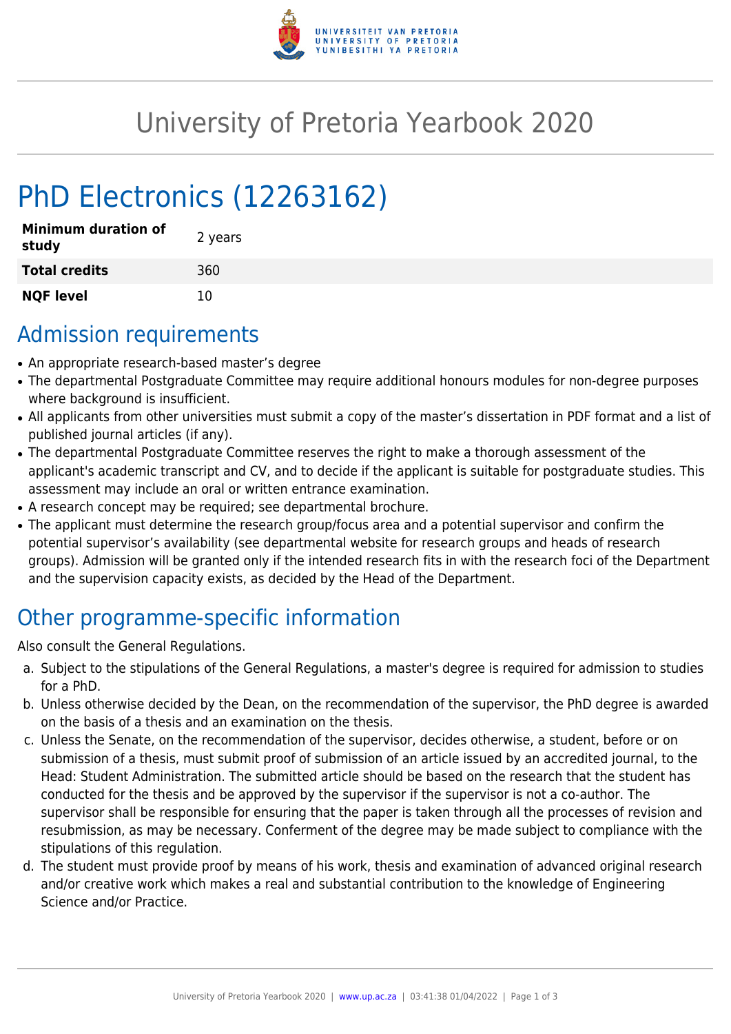# University of Pretoria Yearbook 2020

## PhD Electronics (12263162)

| | |
|---|---|
| **Minimum duration of study** | 2 years |
| **Total credits** | 360 |
| **NQF level** | 10 |

## Admission requirements

- An appropriate research-based master's degree
- The departmental Postgraduate Committee may require additional honours modules for non-degree purposes where background is insufficient.
- All applicants from other universities must submit a copy of the master's dissertation in PDF format and a list of published journal articles (if any).
- The departmental Postgraduate Committee reserves the right to make a thorough assessment of the applicant's academic transcript and CV, and to decide if the applicant is suitable for postgraduate studies. This assessment may include an oral or written entrance examination.
- A research concept may be required; see departmental brochure.
- The applicant must determine the research group/focus area and a potential supervisor and confirm the potential supervisor's availability (see departmental website for research groups and heads of research groups). Admission will be granted only if the intended research fits in with the research foci of the Department and the supervision capacity exists, as decided by the Head of the Department.

## Other programme-specific information

Also consult the General Regulations.

a. Subject to the stipulations of the General Regulations, a master's degree is required for admission to studies for a PhD.
b. Unless otherwise decided by the Dean, on the recommendation of the supervisor, the PhD degree is awarded on the basis of a thesis and an examination on the thesis.
c. Unless the Senate, on the recommendation of the supervisor, decides otherwise, a student, before or on submission of a thesis, must submit proof of submission of an article issued by an accredited journal, to the Head: Student Administration. The submitted article should be based on the research that the student has conducted for the thesis and be approved by the supervisor if the supervisor is not a co-author. The supervisor shall be responsible for ensuring that the paper is taken through all the processes of revision and resubmission, as may be necessary. Conferment of the degree may be made subject to compliance with the stipulations of this regulation.
d. The student must provide proof by means of his work, thesis and examination of advanced original research and/or creative work which makes a real and substantial contribution to the knowledge of Engineering Science and/or Practice.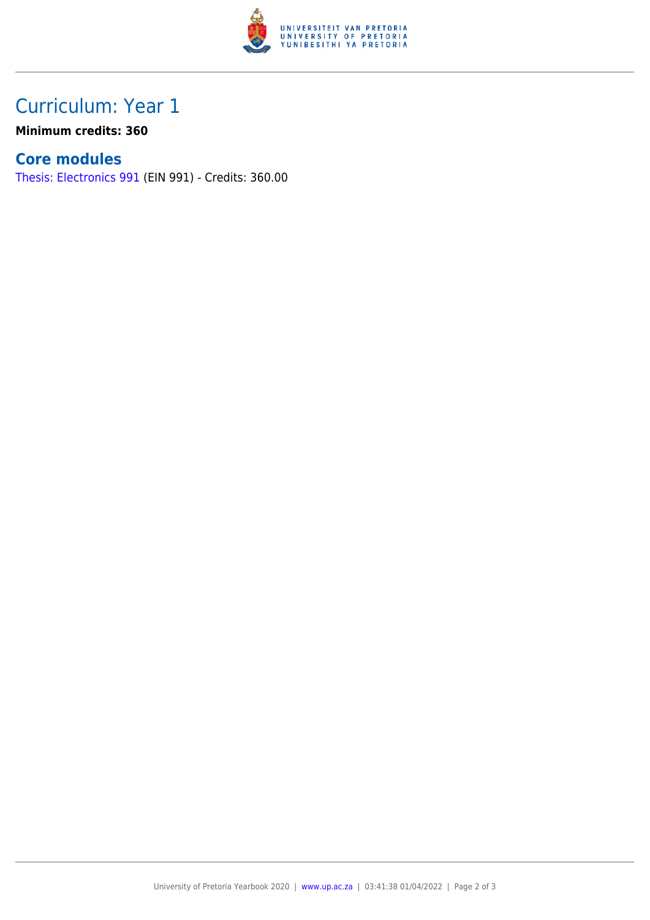## Curriculum: Year 1

**Minimum credits: 360**

### Core modules

Thesis: Electronics 991 (EIN 991) - Credits: 360.00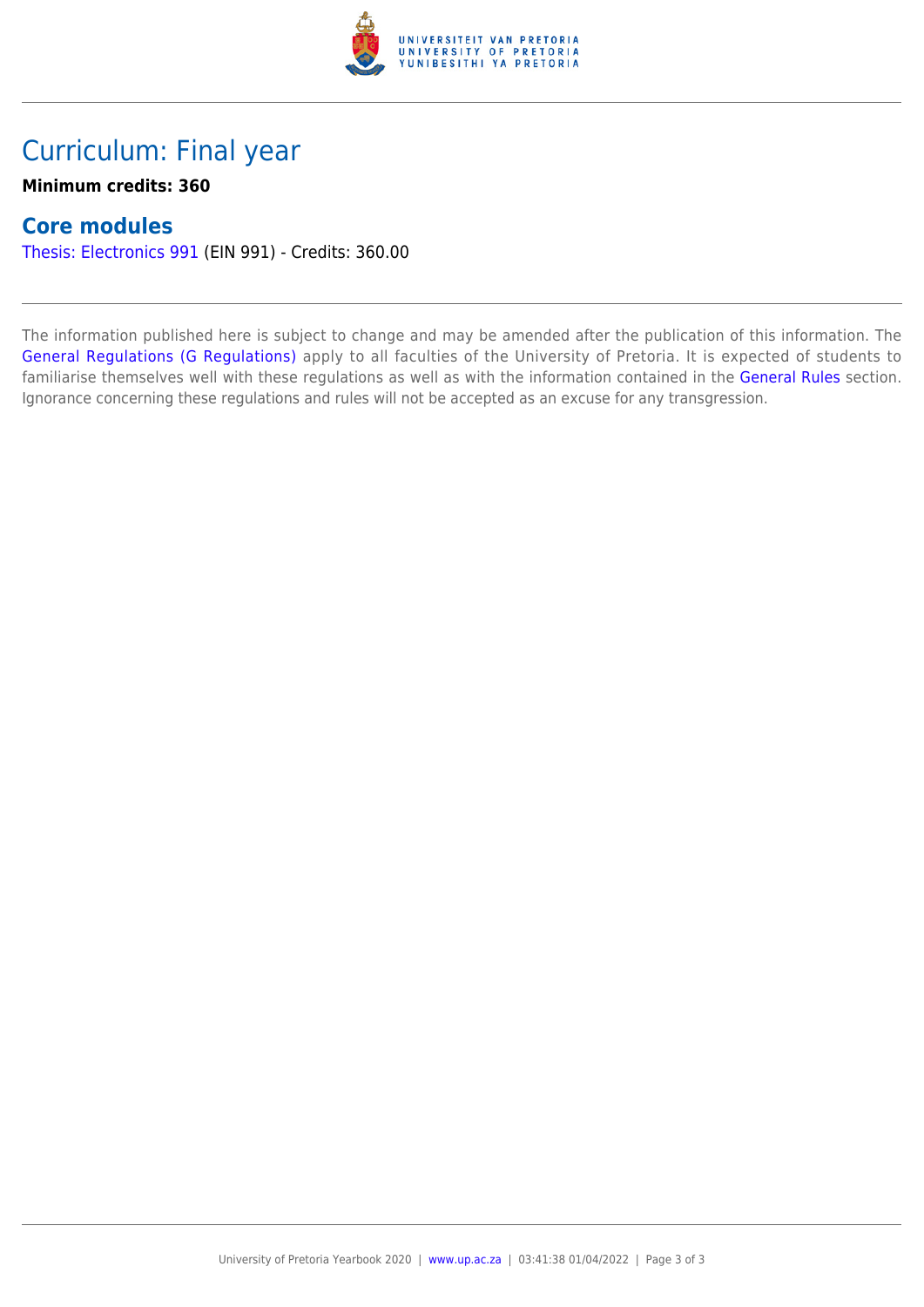## Curriculum: Final year

**Minimum credits: 360**

### Core modules

Thesis: Electronics 991 (EIN 991) - Credits: 360.00

The information published here is subject to change and may be amended after the publication of this information. The General Regulations (G Regulations) apply to all faculties of the University of Pretoria. It is expected of students to familiarise themselves well with these regulations as well as with the information contained in the General Rules section. Ignorance concerning these regulations and rules will not be accepted as an excuse for any transgression.